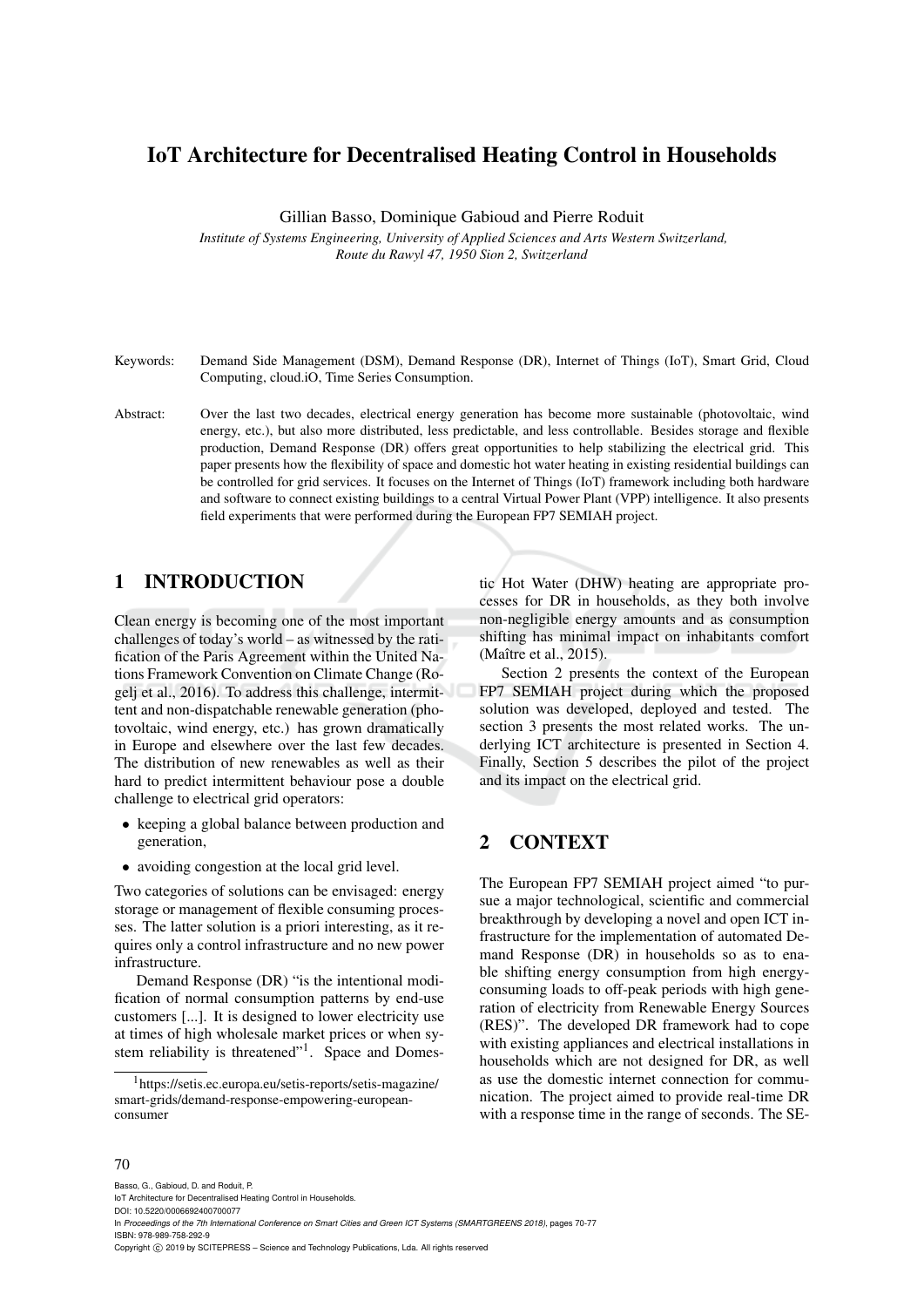# IoT Architecture for Decentralised Heating Control in Households

Gillian Basso, Dominique Gabioud and Pierre Roduit

*Institute of Systems Engineering, University of Applied Sciences and Arts Western Switzerland, Route du Rawyl 47, 1950 Sion 2, Switzerland*

Keywords: Demand Side Management (DSM), Demand Response (DR), Internet of Things (IoT), Smart Grid, Cloud Computing, cloud.iO, Time Series Consumption.

Abstract: Over the last two decades, electrical energy generation has become more sustainable (photovoltaic, wind energy, etc.), but also more distributed, less predictable, and less controllable. Besides storage and flexible production, Demand Response (DR) offers great opportunities to help stabilizing the electrical grid. This paper presents how the flexibility of space and domestic hot water heating in existing residential buildings can be controlled for grid services. It focuses on the Internet of Things (IoT) framework including both hardware and software to connect existing buildings to a central Virtual Power Plant (VPP) intelligence. It also presents field experiments that were performed during the European FP7 SEMIAH project.

## 1 INTRODUCTION

Clean energy is becoming one of the most important challenges of today's world – as witnessed by the ratification of the Paris Agreement within the United Nations Framework Convention on Climate Change (Rogelj et al., 2016). To address this challenge, intermittent and non-dispatchable renewable generation (photovoltaic, wind energy, etc.) has grown dramatically in Europe and elsewhere over the last few decades. The distribution of new renewables as well as their hard to predict intermittent behaviour pose a double challenge to electrical grid operators:

- keeping a global balance between production and generation,
- avoiding congestion at the local grid level.

Two categories of solutions can be envisaged: energy storage or management of flexible consuming processes. The latter solution is a priori interesting, as it requires only a control infrastructure and no new power infrastructure.

Demand Response (DR) "is the intentional modification of normal consumption patterns by end-use customers [...]. It is designed to lower electricity use at times of high wholesale market prices or when system reliability is threatened"[1]. Space and Domestic Hot Water (DHW) heating are appropriate processes for DR in households, as they both involve non-negligible energy amounts and as consumption shifting has minimal impact on inhabitants comfort (Maître et al., 2015).

Section 2 presents the context of the European FP7 SEMIAH project during which the proposed solution was developed, deployed and tested. The section 3 presents the most related works. The underlying ICT architecture is presented in Section 4. Finally, Section 5 describes the pilot of the project and its impact on the electrical grid.

## 2 CONTEXT

The European FP7 SEMIAH project aimed "to pursue a major technological, scientific and commercial breakthrough by developing a novel and open ICT infrastructure for the implementation of automated Demand Response (DR) in households so as to enable shifting energy consumption from high energy-consuming loads to off-peak periods with high generation of electricity from Renewable Energy Sources (RES)". The developed DR framework had to cope with existing appliances and electrical installations in households which are not designed for DR, as well as use the domestic internet connection for communication. The project aimed to provide real-time DR with a response time in the range of seconds. The SE-

[1] https://setis.ec.europa.eu/setis-reports/setis-magazine/smart-grids/demand-response-empowering-european-consumer

Basso, G., Gabioud, D. and Roduit, P.
IoT Architecture for Decentralised Heating Control in Households.
DOI: 10.5220/0006692400700077
In *Proceedings of the 7th International Conference on Smart Cities and Green ICT Systems (SMARTGREENS 2018)*, pages 70-77
ISBN: 978-989-758-292-9
Copyright © 2019 by SCITEPRESS – Science and Technology Publications, Lda. All rights reserved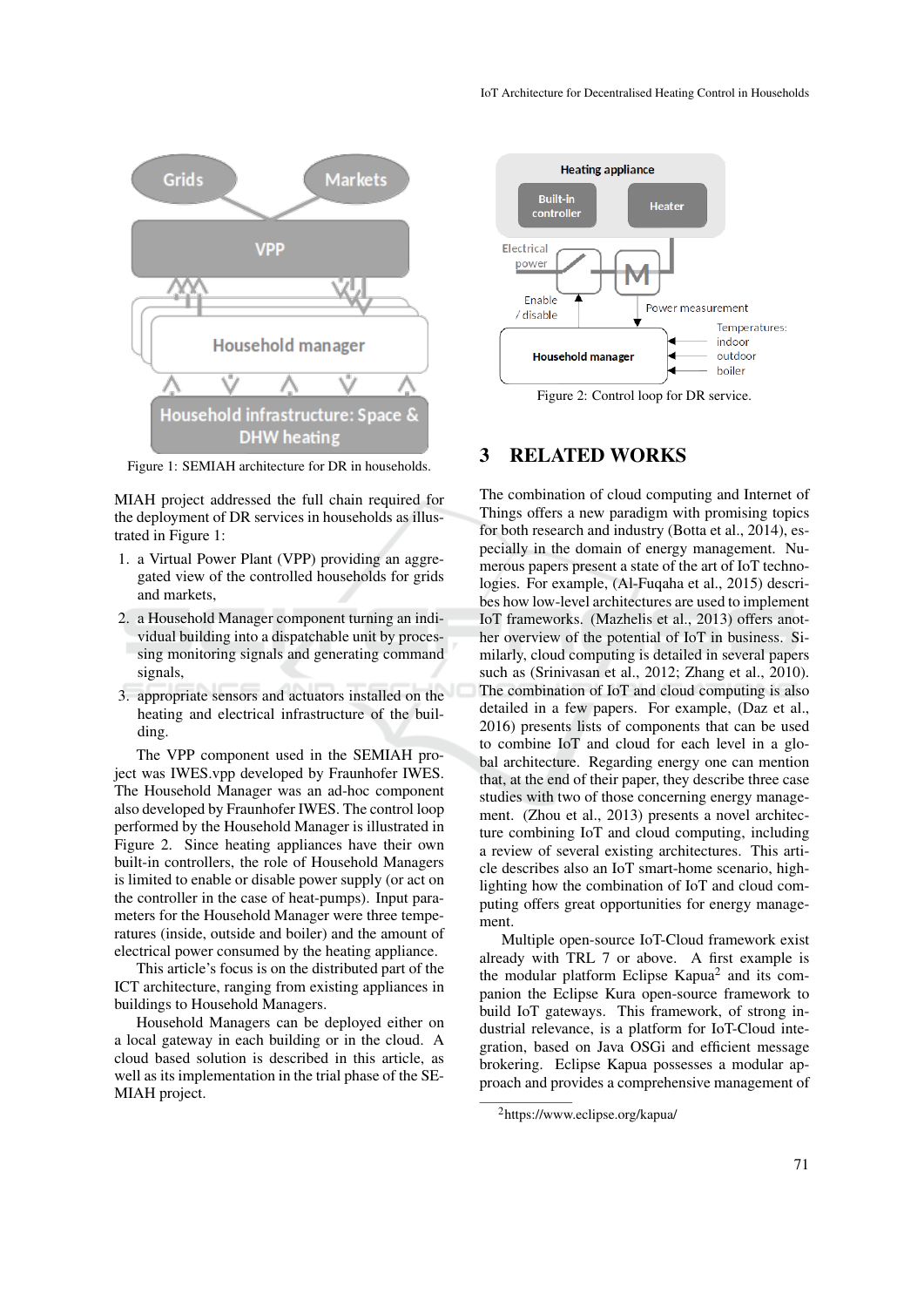Figure 1: SEMIAH architecture for DR in households.

MIAH project addressed the full chain required for the deployment of DR services in households as illustrated in Figure 1:

1. a Virtual Power Plant (VPP) providing an aggregated view of the controlled households for grids and markets,
2. a Household Manager component turning an individual building into a dispatchable unit by processing monitoring signals and generating command signals,
3. appropriate sensors and actuators installed on the heating and electrical infrastructure of the building.

The VPP component used in the SEMIAH project was IWES.vpp developed by Fraunhofer IWES. The Household Manager was an ad-hoc component also developed by Fraunhofer IWES. The control loop performed by the Household Manager is illustrated in Figure 2. Since heating appliances have their own built-in controllers, the role of Household Managers is limited to enable or disable power supply (or act on the controller in the case of heat-pumps). Input parameters for the Household Manager were three temperatures (inside, outside and boiler) and the amount of electrical power consumed by the heating appliance.

This article's focus is on the distributed part of the ICT architecture, ranging from existing appliances in buildings to Household Managers.

Household Managers can be deployed either on a local gateway in each building or in the cloud. A cloud based solution is described in this article, as well as its implementation in the trial phase of the SEMIAH project.

Figure 2: Control loop for DR service.

## 3 RELATED WORKS

The combination of cloud computing and Internet of Things offers a new paradigm with promising topics for both research and industry (Botta et al., 2014), especially in the domain of energy management. Numerous papers present a state of the art of IoT technologies. For example, (Al-Fuqaha et al., 2015) describes how low-level architectures are used to implement IoT frameworks. (Mazhelis et al., 2013) offers another overview of the potential of IoT in business. Similarly, cloud computing is detailed in several papers such as (Srinivasan et al., 2012; Zhang et al., 2010). The combination of IoT and cloud computing is also detailed in a few papers. For example, (Daz et al., 2016) presents lists of components that can be used to combine IoT and cloud for each level in a global architecture. Regarding energy one can mention that, at the end of their paper, they describe three case studies with two of those concerning energy management. (Zhou et al., 2013) presents a novel architecture combining IoT and cloud computing, including a review of several existing architectures. This article describes also an IoT smart-home scenario, highlighting how the combination of IoT and cloud computing offers great opportunities for energy management.

Multiple open-source IoT-Cloud framework exist already with TRL 7 or above. A first example is the modular platform Eclipse Kapua[2] and its companion the Eclipse Kura open-source framework to build IoT gateways. This framework, of strong industrial relevance, is a platform for IoT-Cloud integration, based on Java OSGi and efficient message brokering. Eclipse Kapua possesses a modular approach and provides a comprehensive management of

[2]https://www.eclipse.org/kapua/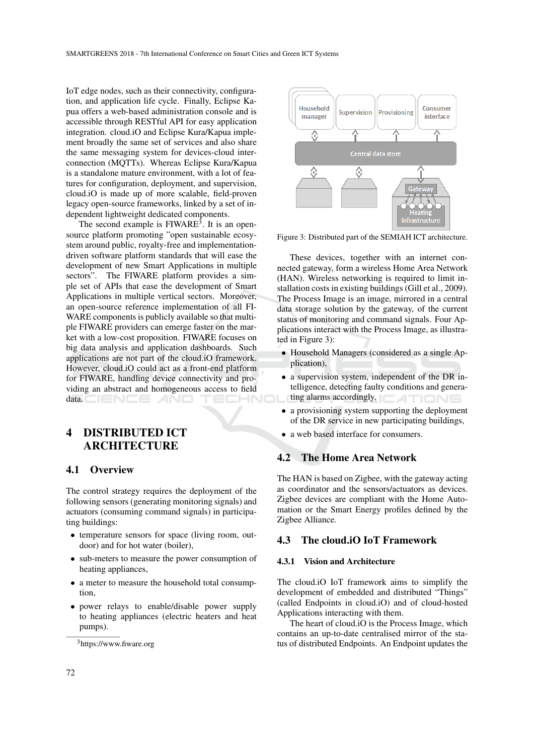IoT edge nodes, such as their connectivity, configuration, and application life cycle. Finally, Eclipse Kapua offers a web-based administration console and is accessible through RESTful API for easy application integration. cloud.iO and Eclipse Kura/Kapua implement broadly the same set of services and also share the same messaging system for devices-cloud interconnection (MQTTs). Whereas Eclipse Kura/Kapua is a standalone mature environment, with a lot of features for configuration, deployment, and supervision, cloud.iO is made up of more scalable, field-proven legacy open-source frameworks, linked by a set of independent lightweight dedicated components.

The second example is FIWARE[3]. It is an open-source platform promoting "open sustainable ecosystem around public, royalty-free and implementation-driven software platform standards that will ease the development of new Smart Applications in multiple sectors". The FIWARE platform provides a simple set of APIs that ease the development of Smart Applications in multiple vertical sectors. Moreover, an open-source reference implementation of all FIWARE components is publicly available so that multiple FIWARE providers can emerge faster on the market with a low-cost proposition. FIWARE focuses on big data analysis and application dashboards. Such applications are not part of the cloud.iO framework. However, cloud.iO could act as a front-end platform for FIWARE, handling device connectivity and providing an abstract and homogeneous access to field data.

# 4 DISTRIBUTED ICT ARCHITECTURE

## 4.1 Overview

The control strategy requires the deployment of the following sensors (generating monitoring signals) and actuators (consuming command signals) in participating buildings:

- temperature sensors for space (living room, outdoor) and for hot water (boiler),
- sub-meters to measure the power consumption of heating appliances,
- a meter to measure the household total consumption,
- power relays to enable/disable power supply to heating appliances (electric heaters and heat pumps).

[3] https://www.fiware.org

Figure 3: Distributed part of the SEMIAH ICT architecture.

These devices, together with an internet connected gateway, form a wireless Home Area Network (HAN). Wireless networking is required to limit installation costs in existing buildings (Gill et al., 2009). The Process Image is an image, mirrored in a central data storage solution by the gateway, of the current status of monitoring and command signals. Four Applications interact with the Process Image, as illustrated in Figure 3):

- Household Managers (considered as a single Application),
- a supervision system, independent of the DR intelligence, detecting faulty conditions and generating alarms accordingly,
- a provisioning system supporting the deployment of the DR service in new participating buildings,
- a web based interface for consumers.

## 4.2 The Home Area Network

The HAN is based on Zigbee, with the gateway acting as coordinator and the sensors/actuators as devices. Zigbee devices are compliant with the Home Automation or the Smart Energy profiles defined by the Zigbee Alliance.

## 4.3 The cloud.iO IoT Framework

### 4.3.1 Vision and Architecture

The cloud.iO IoT framework aims to simplify the development of embedded and distributed "Things" (called Endpoints in cloud.iO) and of cloud-hosted Applications interacting with them.

The heart of cloud.iO is the Process Image, which contains an up-to-date centralised mirror of the status of distributed Endpoints. An Endpoint updates the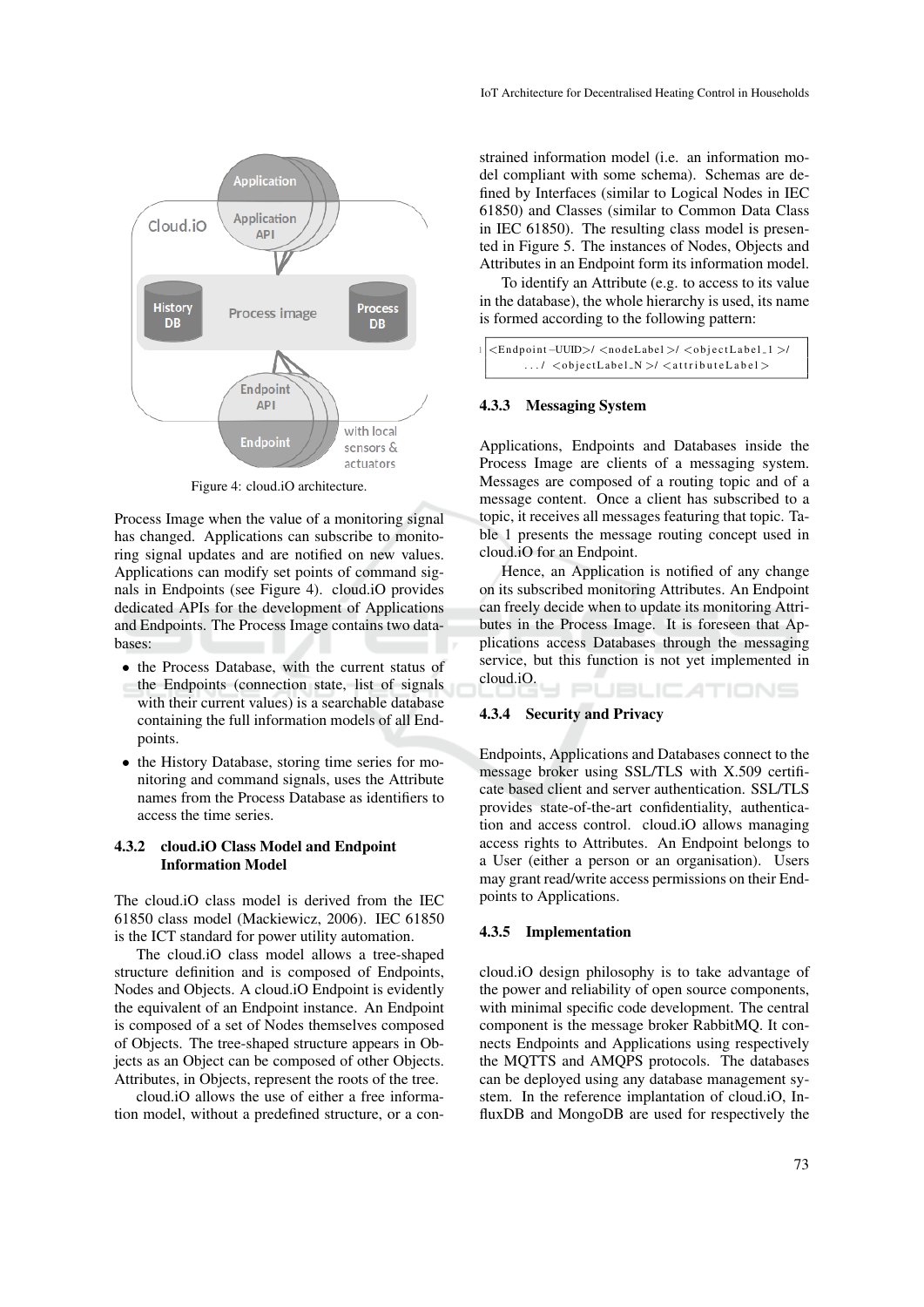Figure 4: cloud.iO architecture.

Process Image when the value of a monitoring signal has changed. Applications can subscribe to monitoring signal updates and are notified on new values. Applications can modify set points of command signals in Endpoints (see Figure 4). cloud.iO provides dedicated APIs for the development of Applications and Endpoints. The Process Image contains two databases:

- the Process Database, with the current status of the Endpoints (connection state, list of signals with their current values) is a searchable database containing the full information models of all Endpoints.
- the History Database, storing time series for monitoring and command signals, uses the Attribute names from the Process Database as identifiers to access the time series.

#### 4.3.2 cloud.iO Class Model and Endpoint Information Model

The cloud.iO class model is derived from the IEC 61850 class model (Mackiewicz, 2006). IEC 61850 is the ICT standard for power utility automation.

The cloud.iO class model allows a tree-shaped structure definition and is composed of Endpoints, Nodes and Objects. A cloud.iO Endpoint is evidently the equivalent of an Endpoint instance. An Endpoint is composed of a set of Nodes themselves composed of Objects. The tree-shaped structure appears in Objects as an Object can be composed of other Objects. Attributes, in Objects, represent the roots of the tree.

cloud.iO allows the use of either a free information model, without a predefined structure, or a constrained information model (i.e. an information model compliant with some schema). Schemas are defined by Interfaces (similar to Logical Nodes in IEC 61850) and Classes (similar to Common Data Class in IEC 61850). The resulting class model is presented in Figure 5. The instances of Nodes, Objects and Attributes in an Endpoint form its information model.

To identify an Attribute (e.g. to access to its value in the database), the whole hierarchy is used, its name is formed according to the following pattern:

```
<Endpoint-UUID>/ <nodeLabel>/ <objectLabel_1>/
    .../ <objectLabel_N>/ <attributeLabel>
```

#### 4.3.3 Messaging System

Applications, Endpoints and Databases inside the Process Image are clients of a messaging system. Messages are composed of a routing topic and of a message content. Once a client has subscribed to a topic, it receives all messages featuring that topic. Table 1 presents the message routing concept used in cloud.iO for an Endpoint.

Hence, an Application is notified of any change on its subscribed monitoring Attributes. An Endpoint can freely decide when to update its monitoring Attributes in the Process Image. It is foreseen that Applications access Databases through the messaging service, but this function is not yet implemented in cloud.iO.

#### 4.3.4 Security and Privacy

Endpoints, Applications and Databases connect to the message broker using SSL/TLS with X.509 certificate based client and server authentication. SSL/TLS provides state-of-the-art confidentiality, authentication and access control. cloud.iO allows managing access rights to Attributes. An Endpoint belongs to a User (either a person or an organisation). Users may grant read/write access permissions on their Endpoints to Applications.

#### 4.3.5 Implementation

cloud.iO design philosophy is to take advantage of the power and reliability of open source components, with minimal specific code development. The central component is the message broker RabbitMQ. It connects Endpoints and Applications using respectively the MQTTS and AMQPS protocols. The databases can be deployed using any database management system. In the reference implantation of cloud.iO, InfluxDB and MongoDB are used for respectively the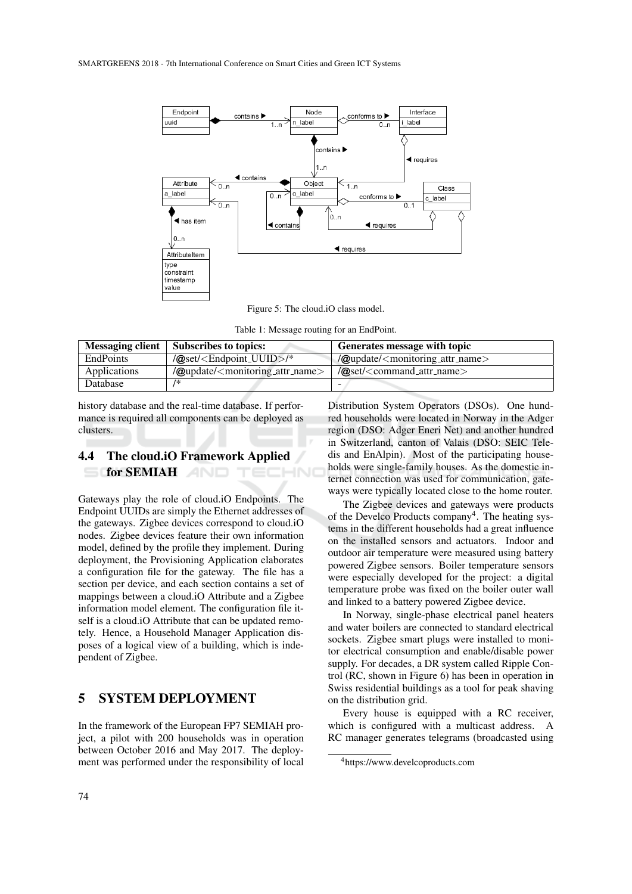Figure 5: The cloud.iO class model.

Table 1: Message routing for an EndPoint.

| Messaging client | Subscribes to topics: | Generates message with topic |
| --- | --- | --- |
| EndPoints | /@set/<Endpoint_UUID>/* | /@update/<monitoring_attr_name> |
| Applications | /@update/<monitoring_attr_name> | /@set/<command_attr_name> |
| Database | /* | - |

history database and the real-time database. If performance is required all components can be deployed as clusters.

## 4.4 The cloud.iO Framework Applied for SEMIAH

Gateways play the role of cloud.iO Endpoints. The Endpoint UUIDs are simply the Ethernet addresses of the gateways. Zigbee devices correspond to cloud.iO nodes. Zigbee devices feature their own information model, defined by the profile they implement. During deployment, the Provisioning Application elaborates a configuration file for the gateway. The file has a section per device, and each section contains a set of mappings between a cloud.iO Attribute and a Zigbee information model element. The configuration file itself is a cloud.iO Attribute that can be updated remotely. Hence, a Household Manager Application disposes of a logical view of a building, which is independent of Zigbee.

# 5 SYSTEM DEPLOYMENT

In the framework of the European FP7 SEMIAH project, a pilot with 200 households was in operation between October 2016 and May 2017. The deployment was performed under the responsibility of local Distribution System Operators (DSOs). One hundred households were located in Norway in the Adger region (DSO: Adger Eneri Net) and another hundred in Switzerland, canton of Valais (DSO: SEIC Teledis and EnAlpin). Most of the participating households were single-family houses. As the domestic internet connection was used for communication, gateways were typically located close to the home router.

The Zigbee devices and gateways were products of the Develco Products company[4]. The heating systems in the different households had a great influence on the installed sensors and actuators. Indoor and outdoor air temperature were measured using battery powered Zigbee sensors. Boiler temperature sensors were especially developed for the project: a digital temperature probe was fixed on the boiler outer wall and linked to a battery powered Zigbee device.

In Norway, single-phase electrical panel heaters and water boilers are connected to standard electrical sockets. Zigbee smart plugs were installed to monitor electrical consumption and enable/disable power supply. For decades, a DR system called Ripple Control (RC, shown in Figure 6) has been in operation in Swiss residential buildings as a tool for peak shaving on the distribution grid.

Every house is equipped with a RC receiver, which is configured with a multicast address. A RC manager generates telegrams (broadcasted using

[4]https://www.develcoproducts.com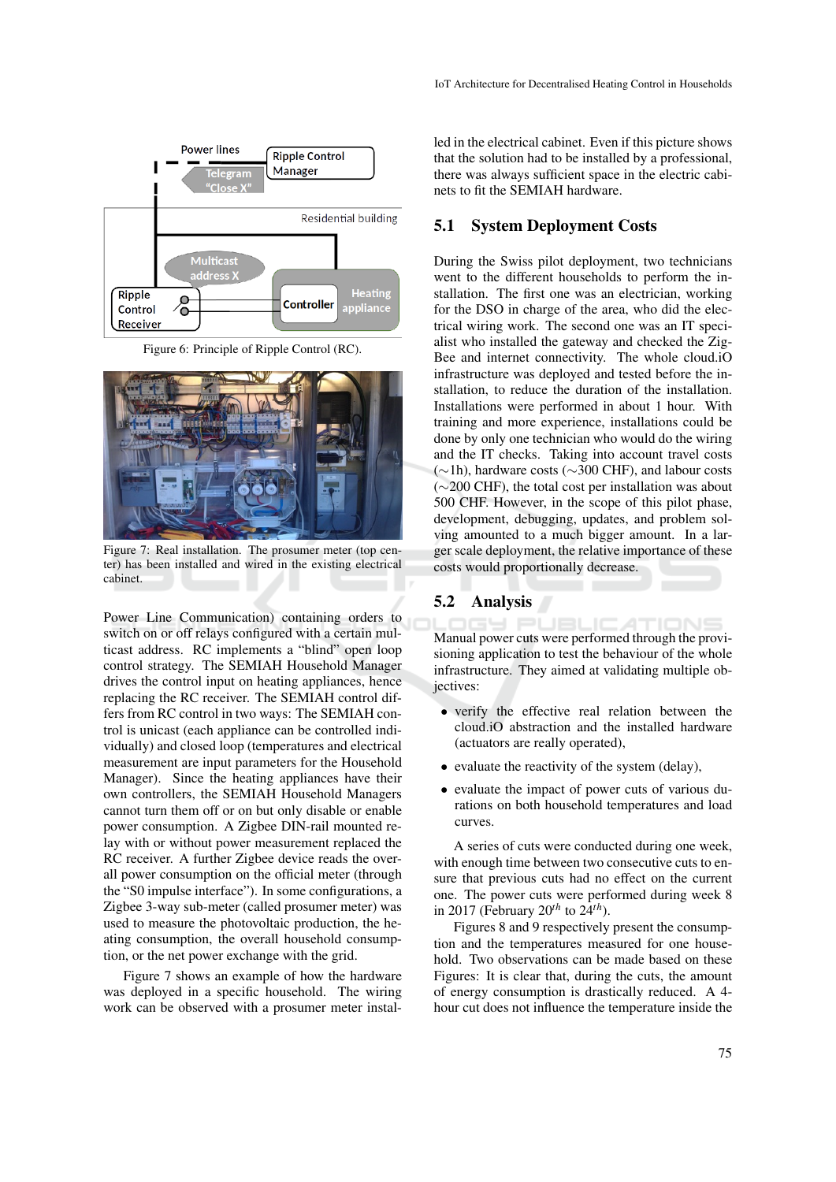Figure 6: Principle of Ripple Control (RC).

Figure 7: Real installation. The prosumer meter (top center) has been installed and wired in the existing electrical cabinet.

Power Line Communication) containing orders to switch on or off relays configured with a certain multicast address. RC implements a "blind" open loop control strategy. The SEMIAH Household Manager drives the control input on heating appliances, hence replacing the RC receiver. The SEMIAH control differs from RC control in two ways: The SEMIAH control is unicast (each appliance can be controlled individually) and closed loop (temperatures and electrical measurement are input parameters for the Household Manager). Since the heating appliances have their own controllers, the SEMIAH Household Managers cannot turn them off or on but only disable or enable power consumption. A Zigbee DIN-rail mounted relay with or without power measurement replaced the RC receiver. A further Zigbee device reads the overall power consumption on the official meter (through the "S0 impulse interface"). In some configurations, a Zigbee 3-way sub-meter (called prosumer meter) was used to measure the photovoltaic production, the heating consumption, the overall household consumption, or the net power exchange with the grid.

Figure 7 shows an example of how the hardware was deployed in a specific household. The wiring work can be observed with a prosumer meter installed in the electrical cabinet. Even if this picture shows that the solution had to be installed by a professional, there was always sufficient space in the electric cabinets to fit the SEMIAH hardware.

## 5.1 System Deployment Costs

During the Swiss pilot deployment, two technicians went to the different households to perform the installation. The first one was an electrician, working for the DSO in charge of the area, who did the electrical wiring work. The second one was an IT specialist who installed the gateway and checked the ZigBee and internet connectivity. The whole cloud.iO infrastructure was deployed and tested before the installation, to reduce the duration of the installation. Installations were performed in about 1 hour. With training and more experience, installations could be done by only one technician who would do the wiring and the IT checks. Taking into account travel costs (∼1h), hardware costs (∼300 CHF), and labour costs (∼200 CHF), the total cost per installation was about 500 CHF. However, in the scope of this pilot phase, development, debugging, updates, and problem solving amounted to a much bigger amount. In a larger scale deployment, the relative importance of these costs would proportionally decrease.

## 5.2 Analysis

Manual power cuts were performed through the provisioning application to test the behaviour of the whole infrastructure. They aimed at validating multiple objectives:

- verify the effective real relation between the cloud.iO abstraction and the installed hardware (actuators are really operated),
- evaluate the reactivity of the system (delay),
- evaluate the impact of power cuts of various durations on both household temperatures and load curves.

A series of cuts were conducted during one week, with enough time between two consecutive cuts to ensure that previous cuts had no effect on the current one. The power cuts were performed during week 8 in 2017 (February $20^{th}$ to $24^{th}$).

Figures 8 and 9 respectively present the consumption and the temperatures measured for one household. Two observations can be made based on these Figures: It is clear that, during the cuts, the amount of energy consumption is drastically reduced. A 4-hour cut does not influence the temperature inside the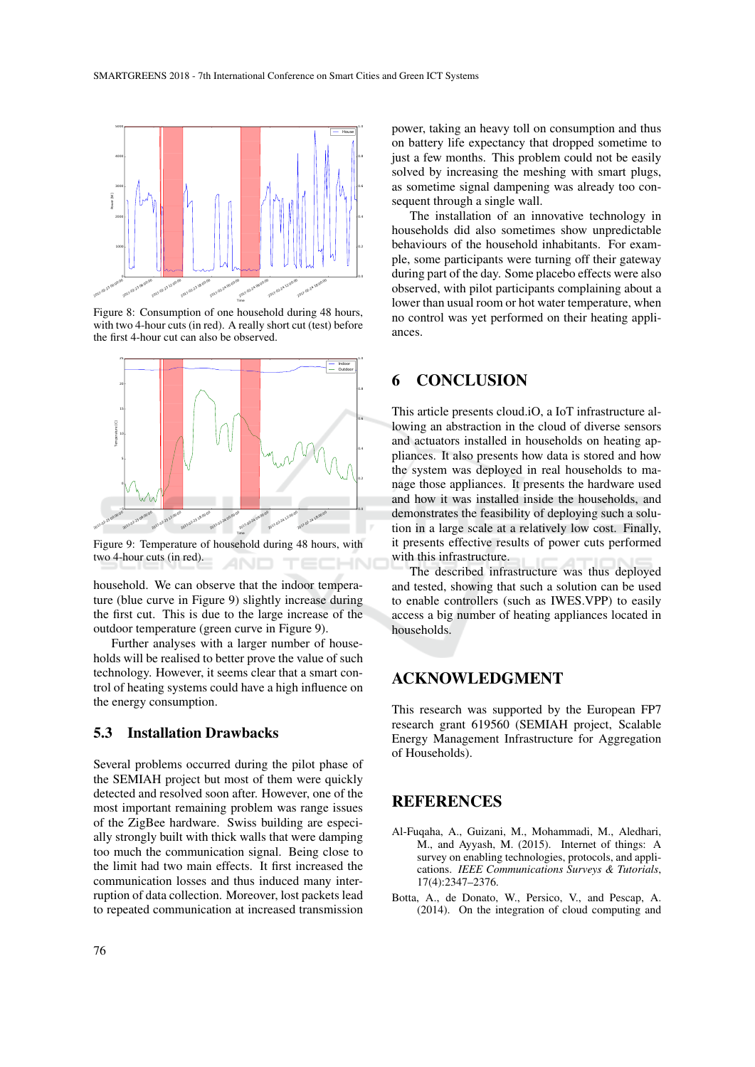Figure 8: Consumption of one household during 48 hours, with two 4-hour cuts (in red). A really short cut (test) before the first 4-hour cut can also be observed.

Figure 9: Temperature of household during 48 hours, with two 4-hour cuts (in red).

household. We can observe that the indoor temperature (blue curve in Figure 9) slightly increase during the first cut. This is due to the large increase of the outdoor temperature (green curve in Figure 9).

Further analyses with a larger number of households will be realised to better prove the value of such technology. However, it seems clear that a smart control of heating systems could have a high influence on the energy consumption.

### 5.3 Installation Drawbacks

Several problems occurred during the pilot phase of the SEMIAH project but most of them were quickly detected and resolved soon after. However, one of the most important remaining problem was range issues of the ZigBee hardware. Swiss building are especially strongly built with thick walls that were damping too much the communication signal. Being close to the limit had two main effects. It first increased the communication losses and thus induced many interruption of data collection. Moreover, lost packets lead to repeated communication at increased transmission power, taking an heavy toll on consumption and thus on battery life expectancy that dropped sometime to just a few months. This problem could not be easily solved by increasing the meshing with smart plugs, as sometime signal dampening was already too consequent through a single wall.

The installation of an innovative technology in households did also sometimes show unpredictable behaviours of the household inhabitants. For example, some participants were turning off their gateway during part of the day. Some placebo effects were also observed, with pilot participants complaining about a lower than usual room or hot water temperature, when no control was yet performed on their heating appliances.

## 6 CONCLUSION

This article presents cloud.iO, a IoT infrastructure allowing an abstraction in the cloud of diverse sensors and actuators installed in households on heating appliances. It also presents how data is stored and how the system was deployed in real households to manage those appliances. It presents the hardware used and how it was installed inside the households, and demonstrates the feasibility of deploying such a solution in a large scale at a relatively low cost. Finally, it presents effective results of power cuts performed with this infrastructure.

The described infrastructure was thus deployed and tested, showing that such a solution can be used to enable controllers (such as IWES.VPP) to easily access a big number of heating appliances located in households.

## ACKNOWLEDGMENT

This research was supported by the European FP7 research grant 619560 (SEMIAH project, Scalable Energy Management Infrastructure for Aggregation of Households).

## REFERENCES

Al-Fuqaha, A., Guizani, M., Mohammadi, M., Aledhari, M., and Ayyash, M. (2015). Internet of things: A survey on enabling technologies, protocols, and applications. *IEEE Communications Surveys & Tutorials*, 17(4):2347–2376.

Botta, A., de Donato, W., Persico, V., and Pescap, A. (2014). On the integration of cloud computing and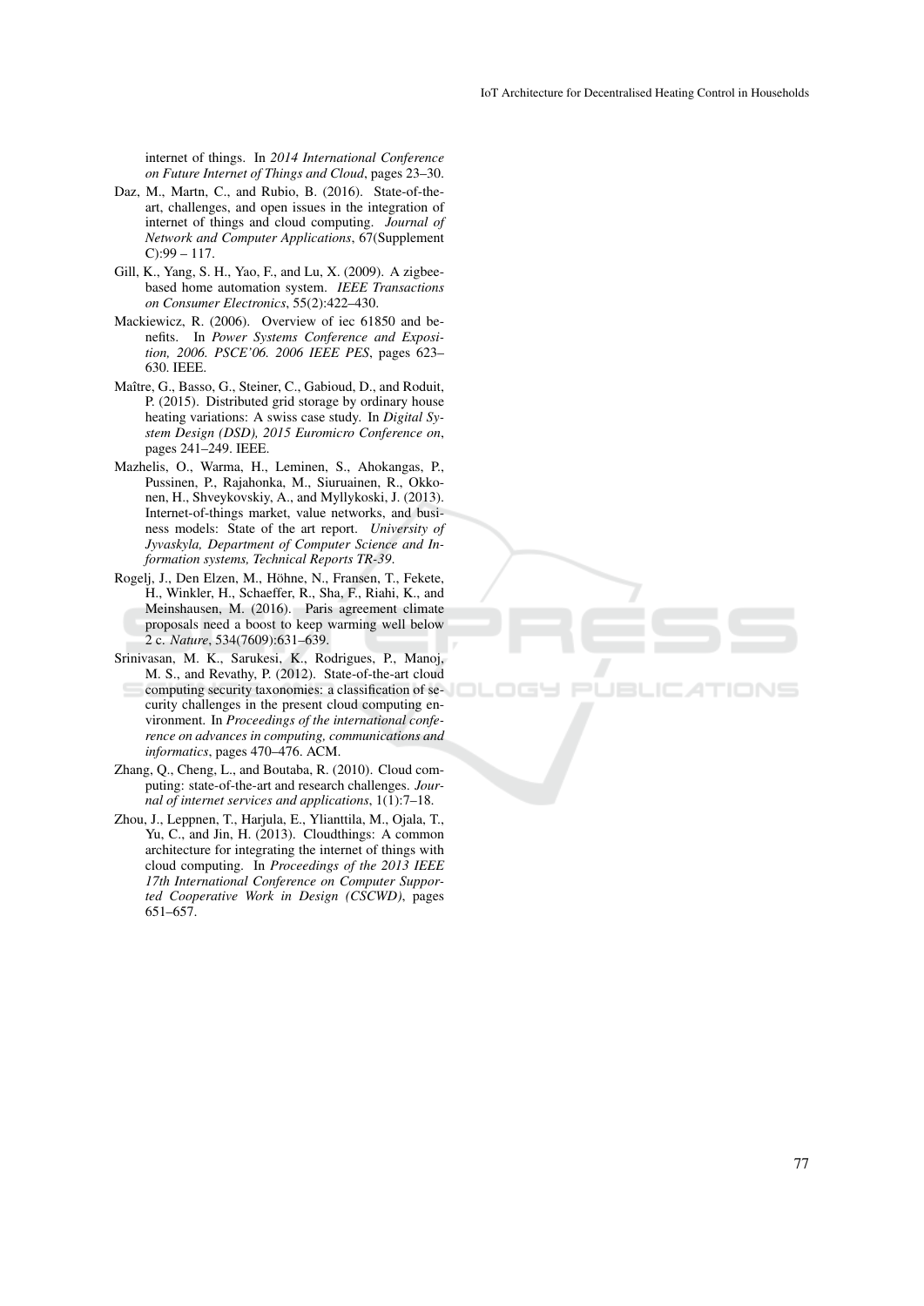internet of things. In *2014 International Conference on Future Internet of Things and Cloud*, pages 23–30.

Daz, M., Martn, C., and Rubio, B. (2016). State-of-the-art, challenges, and open issues in the integration of internet of things and cloud computing. *Journal of Network and Computer Applications*, 67(Supplement C):99 – 117.

Gill, K., Yang, S. H., Yao, F., and Lu, X. (2009). A zigbee-based home automation system. *IEEE Transactions on Consumer Electronics*, 55(2):422–430.

Mackiewicz, R. (2006). Overview of iec 61850 and benefits. In *Power Systems Conference and Exposition, 2006. PSCE'06. 2006 IEEE PES*, pages 623–630. IEEE.

Maître, G., Basso, G., Steiner, C., Gabioud, D., and Roduit, P. (2015). Distributed grid storage by ordinary house heating variations: A swiss case study. In *Digital System Design (DSD), 2015 Euromicro Conference on*, pages 241–249. IEEE.

Mazhelis, O., Warma, H., Leminen, S., Ahokangas, P., Pussinen, P., Rajahonka, M., Siuruainen, R., Okkonen, H., Shveykovskiy, A., and Myllykoski, J. (2013). Internet-of-things market, value networks, and business models: State of the art report. *University of Jyvaskyla, Department of Computer Science and Information systems, Technical Reports TR-39*.

Rogelj, J., Den Elzen, M., Höhne, N., Fransen, T., Fekete, H., Winkler, H., Schaeffer, R., Sha, F., Riahi, K., and Meinshausen, M. (2016). Paris agreement climate proposals need a boost to keep warming well below 2 c. *Nature*, 534(7609):631–639.

Srinivasan, M. K., Sarukesi, K., Rodrigues, P., Manoj, M. S., and Revathy, P. (2012). State-of-the-art cloud computing security taxonomies: a classification of security challenges in the present cloud computing environment. In *Proceedings of the international conference on advances in computing, communications and informatics*, pages 470–476. ACM.

Zhang, Q., Cheng, L., and Boutaba, R. (2010). Cloud computing: state-of-the-art and research challenges. *Journal of internet services and applications*, 1(1):7–18.

Zhou, J., Leppnen, T., Harjula, E., Ylianttila, M., Ojala, T., Yu, C., and Jin, H. (2013). Cloudthings: A common architecture for integrating the internet of things with cloud computing. In *Proceedings of the 2013 IEEE 17th International Conference on Computer Supported Cooperative Work in Design (CSCWD)*, pages 651–657.